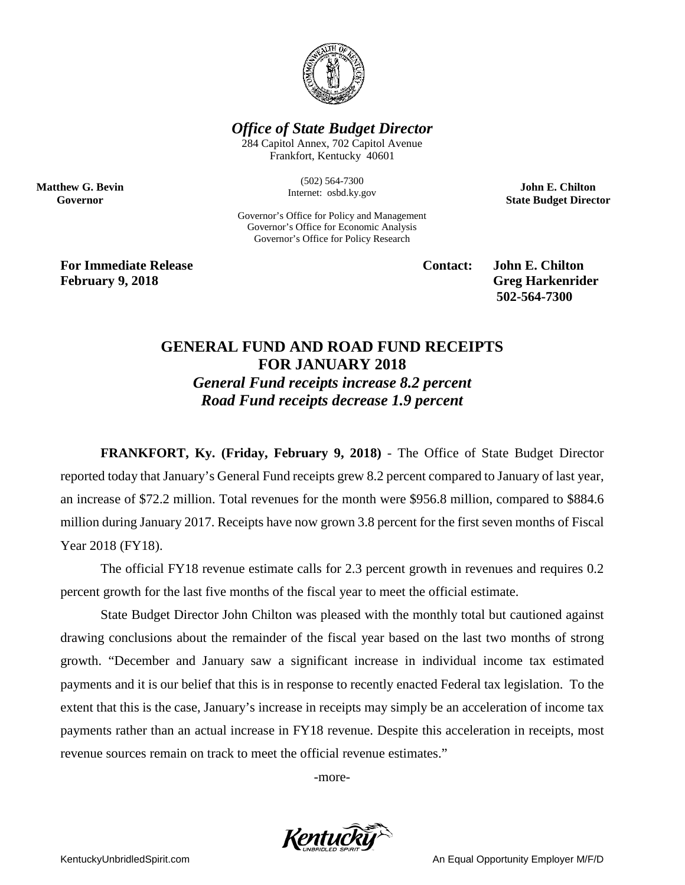***Office of State Budget Director***

284 Capitol Annex, 702 Capitol Avenue
Frankfort, Kentucky 40601

**Matthew G. Bevin**
**Governor**

(502) 564-7300
Internet: osbd.ky.gov

**John E. Chilton**
**State Budget Director**

Governor's Office for Policy and Management
Governor's Office for Economic Analysis
Governor's Office for Policy Research

**For Immediate Release**
**February 9, 2018**

**Contact: John E. Chilton**
**Greg Harkenrider**
**502-564-7300**

# GENERAL FUND AND ROAD FUND RECEIPTS FOR JANUARY 2018

## *General Fund receipts increase 8.2 percent*
## *Road Fund receipts decrease 1.9 percent*

**FRANKFORT, Ky. (Friday, February 9, 2018)** - The Office of State Budget Director reported today that January's General Fund receipts grew 8.2 percent compared to January of last year, an increase of $72.2 million. Total revenues for the month were $956.8 million, compared to $884.6 million during January 2017. Receipts have now grown 3.8 percent for the first seven months of Fiscal Year 2018 (FY18).

The official FY18 revenue estimate calls for 2.3 percent growth in revenues and requires 0.2 percent growth for the last five months of the fiscal year to meet the official estimate.

State Budget Director John Chilton was pleased with the monthly total but cautioned against drawing conclusions about the remainder of the fiscal year based on the last two months of strong growth. "December and January saw a significant increase in individual income tax estimated payments and it is our belief that this is in response to recently enacted Federal tax legislation. To the extent that this is the case, January's increase in receipts may simply be an acceleration of income tax payments rather than an actual increase in FY18 revenue. Despite this acceleration in receipts, most revenue sources remain on track to meet the official revenue estimates."

-more-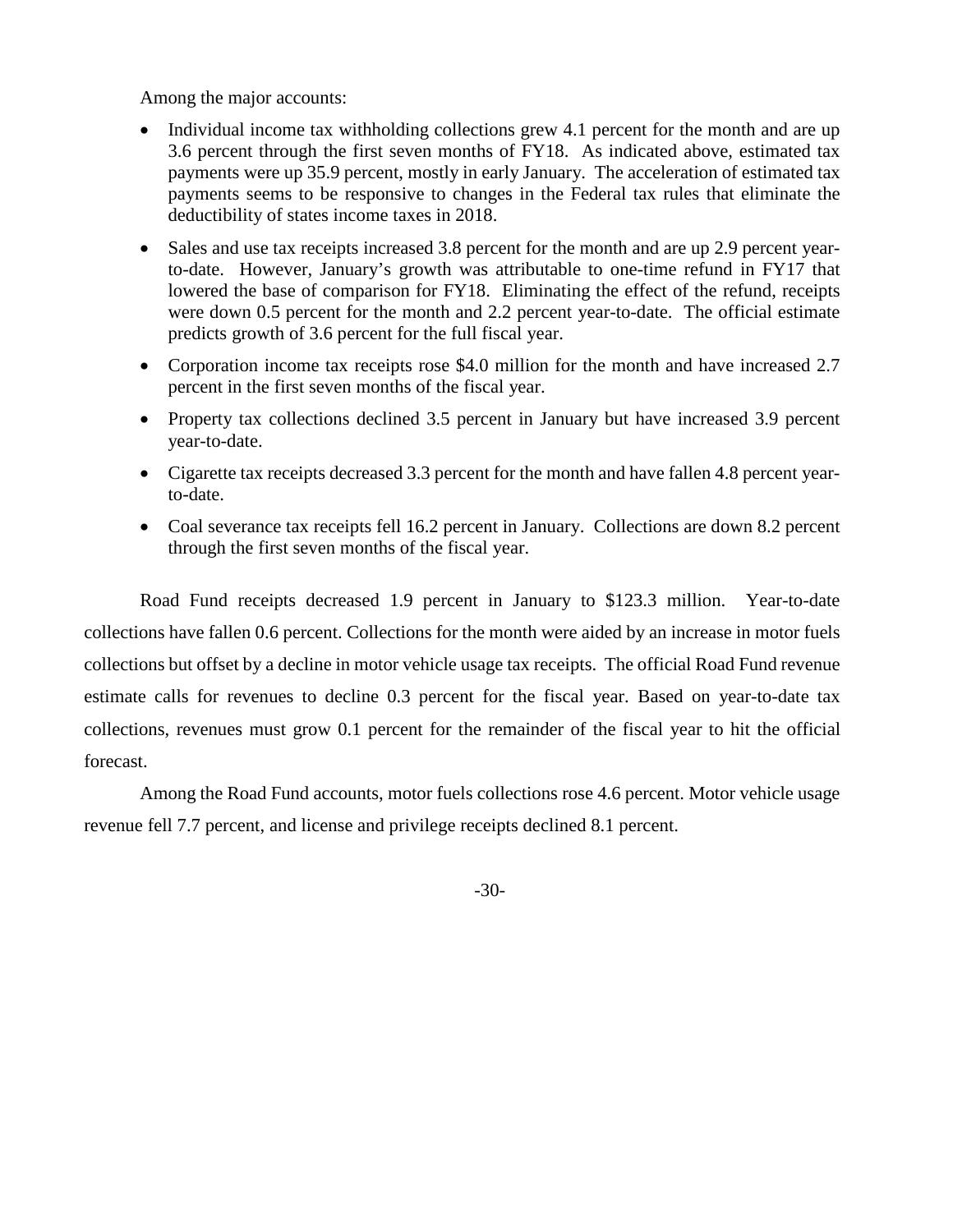Among the major accounts:

- Individual income tax withholding collections grew 4.1 percent for the month and are up 3.6 percent through the first seven months of FY18. As indicated above, estimated tax payments were up 35.9 percent, mostly in early January. The acceleration of estimated tax payments seems to be responsive to changes in the Federal tax rules that eliminate the deductibility of states income taxes in 2018.
- Sales and use tax receipts increased 3.8 percent for the month and are up 2.9 percent year-to-date. However, January's growth was attributable to one-time refund in FY17 that lowered the base of comparison for FY18. Eliminating the effect of the refund, receipts were down 0.5 percent for the month and 2.2 percent year-to-date. The official estimate predicts growth of 3.6 percent for the full fiscal year.
- Corporation income tax receipts rose $4.0 million for the month and have increased 2.7 percent in the first seven months of the fiscal year.
- Property tax collections declined 3.5 percent in January but have increased 3.9 percent year-to-date.
- Cigarette tax receipts decreased 3.3 percent for the month and have fallen 4.8 percent year-to-date.
- Coal severance tax receipts fell 16.2 percent in January. Collections are down 8.2 percent through the first seven months of the fiscal year.

Road Fund receipts decreased 1.9 percent in January to $123.3 million. Year-to-date collections have fallen 0.6 percent. Collections for the month were aided by an increase in motor fuels collections but offset by a decline in motor vehicle usage tax receipts. The official Road Fund revenue estimate calls for revenues to decline 0.3 percent for the fiscal year. Based on year-to-date tax collections, revenues must grow 0.1 percent for the remainder of the fiscal year to hit the official forecast.

Among the Road Fund accounts, motor fuels collections rose 4.6 percent. Motor vehicle usage revenue fell 7.7 percent, and license and privilege receipts declined 8.1 percent.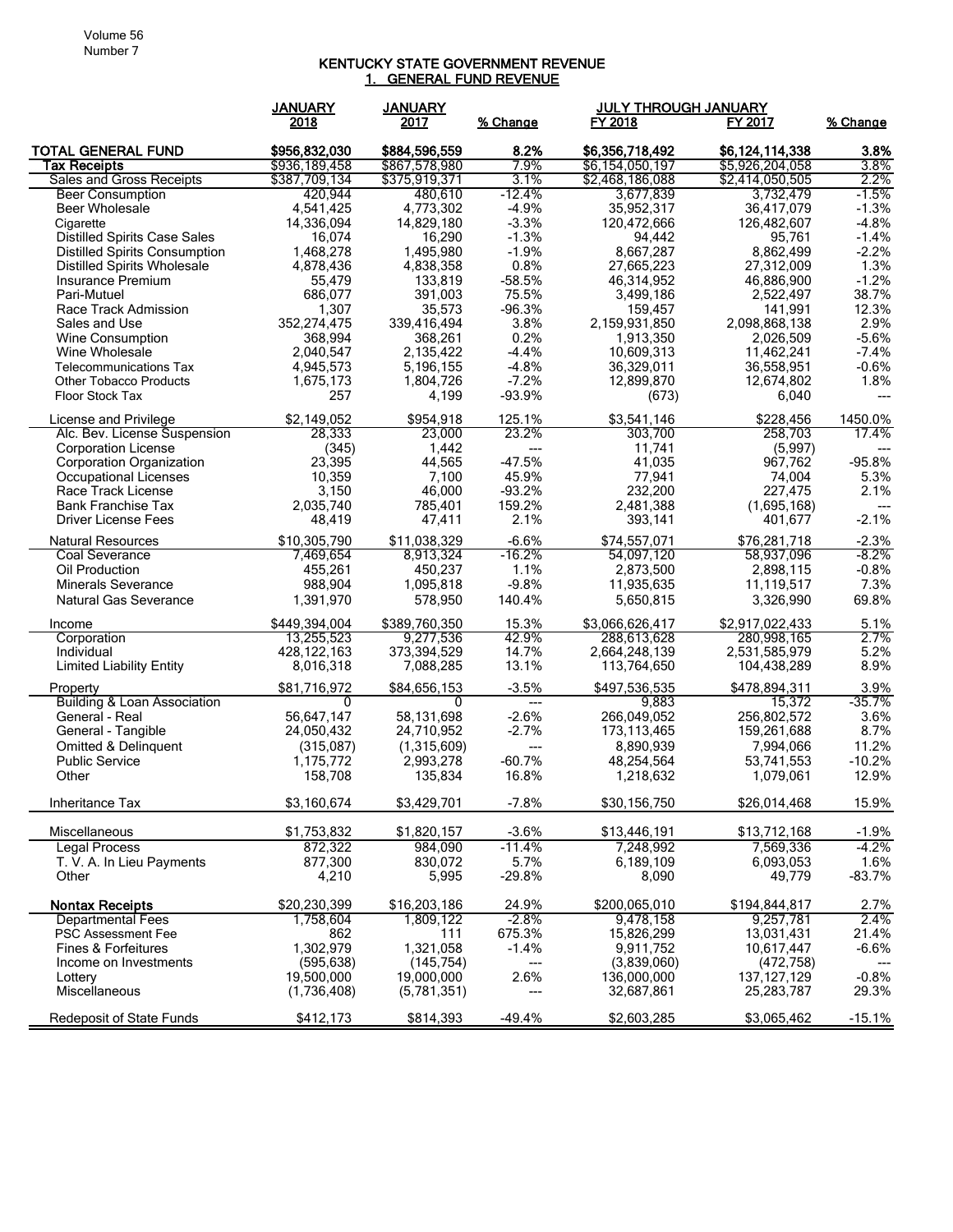# KENTUCKY STATE GOVERNMENT REVENUE

## 1. GENERAL FUND REVENUE

| | JANUARY 2018 | JANUARY 2017 | % Change | JULY THROUGH JANUARY FY 2018 | FY 2017 | % Change |
|---|---|---|---|---|---|---|
| **TOTAL GENERAL FUND** | **$956,832,030** | **$884,596,559** | **8.2%** | **$6,356,718,492** | **$6,124,114,338** | **3.8%** |
| **Tax Receipts** | $936,189,458 | $867,578,980 | 7.9% | $6,154,050,197 | $5,926,204,058 | 3.8% |
| Sales and Gross Receipts | $387,709,134 | $375,919,371 | 3.1% | $2,468,186,088 | $2,414,050,505 | 2.2% |
| Beer Consumption | 420,944 | 480,610 | -12.4% | 3,677,839 | 3,732,479 | -1.5% |
| Beer Wholesale | 4,541,425 | 4,773,302 | -4.9% | 35,952,317 | 36,417,079 | -1.3% |
| Cigarette | 14,336,094 | 14,829,180 | -3.3% | 120,472,666 | 126,482,607 | -4.8% |
| Distilled Spirits Case Sales | 16,074 | 16,290 | -1.3% | 94,442 | 95,761 | -1.4% |
| Distilled Spirits Consumption | 1,468,278 | 1,495,980 | -1.9% | 8,667,287 | 8,862,499 | -2.2% |
| Distilled Spirits Wholesale | 4,878,436 | 4,838,358 | 0.8% | 27,665,223 | 27,312,009 | 1.3% |
| Insurance Premium | 55,479 | 133,819 | -58.5% | 46,314,952 | 46,886,900 | -1.2% |
| Pari-Mutuel | 686,077 | 391,003 | 75.5% | 3,499,186 | 2,522,497 | 38.7% |
| Race Track Admission | 1,307 | 35,573 | -96.3% | 159,457 | 141,991 | 12.3% |
| Sales and Use | 352,274,475 | 339,416,494 | 3.8% | 2,159,931,850 | 2,098,868,138 | 2.9% |
| Wine Consumption | 368,994 | 368,261 | 0.2% | 1,913,350 | 2,026,509 | -5.6% |
| Wine Wholesale | 2,040,547 | 2,135,422 | -4.4% | 10,609,313 | 11,462,241 | -7.4% |
| Telecommunications Tax | 4,945,573 | 5,196,155 | -4.8% | 36,329,011 | 36,558,951 | -0.6% |
| Other Tobacco Products | 1,675,173 | 1,804,726 | -7.2% | 12,899,870 | 12,674,802 | 1.8% |
| Floor Stock Tax | 257 | 4,199 | -93.9% | (673) | 6,040 | --- |
| License and Privilege | $2,149,052 | $954,918 | 125.1% | $3,541,146 | $228,456 | 1450.0% |
| Alc. Bev. License Suspension | 28,333 | 23,000 | 23.2% | 303,700 | 258,703 | 17.4% |
| Corporation License | (345) | 1,442 | --- | 11,741 | (5,997) | --- |
| Corporation Organization | 23,395 | 44,565 | -47.5% | 41,035 | 967,762 | -95.8% |
| Occupational Licenses | 10,359 | 7,100 | 45.9% | 77,941 | 74,004 | 5.3% |
| Race Track License | 3,150 | 46,000 | -93.2% | 232,200 | 227,475 | 2.1% |
| Bank Franchise Tax | 2,035,740 | 785,401 | 159.2% | 2,481,388 | (1,695,168) | --- |
| Driver License Fees | 48,419 | 47,411 | 2.1% | 393,141 | 401,677 | -2.1% |
| Natural Resources | $10,305,790 | $11,038,329 | -6.6% | $74,557,071 | $76,281,718 | -2.3% |
| Coal Severance | 7,469,654 | 8,913,324 | -16.2% | 54,097,120 | 58,937,096 | -8.2% |
| Oil Production | 455,261 | 450,237 | 1.1% | 2,873,500 | 2,898,115 | -0.8% |
| Minerals Severance | 988,904 | 1,095,818 | -9.8% | 11,935,635 | 11,119,517 | 7.3% |
| Natural Gas Severance | 1,391,970 | 578,950 | 140.4% | 5,650,815 | 3,326,990 | 69.8% |
| Income | $449,394,004 | $389,760,350 | 15.3% | $3,066,626,417 | $2,917,022,433 | 5.1% |
| Corporation | 13,255,523 | 9,277,536 | 42.9% | 288,613,628 | 280,998,165 | 2.7% |
| Individual | 428,122,163 | 373,394,529 | 14.7% | 2,664,248,139 | 2,531,585,979 | 5.2% |
| Limited Liability Entity | 8,016,318 | 7,088,285 | 13.1% | 113,764,650 | 104,438,289 | 8.9% |
| Property | $81,716,972 | $84,656,153 | -3.5% | $497,536,535 | $478,894,311 | 3.9% |
| Building & Loan Association | 0 | 0 | --- | 9,883 | 15,372 | -35.7% |
| General - Real | 56,647,147 | 58,131,698 | -2.6% | 266,049,052 | 256,802,572 | 3.6% |
| General - Tangible | 24,050,432 | 24,710,952 | -2.7% | 173,113,465 | 159,261,688 | 8.7% |
| Omitted & Delinquent | (315,087) | (1,315,609) | --- | 8,890,939 | 7,994,066 | 11.2% |
| Public Service | 1,175,772 | 2,993,278 | -60.7% | 48,254,564 | 53,741,553 | -10.2% |
| Other | 158,708 | 135,834 | 16.8% | 1,218,632 | 1,079,061 | 12.9% |
| Inheritance Tax | $3,160,674 | $3,429,701 | -7.8% | $30,156,750 | $26,014,468 | 15.9% |
| Miscellaneous | $1,753,832 | $1,820,157 | -3.6% | $13,446,191 | $13,712,168 | -1.9% |
| Legal Process | 872,322 | 984,090 | -11.4% | 7,248,992 | 7,569,336 | -4.2% |
| T. V. A. In Lieu Payments | 877,300 | 830,072 | 5.7% | 6,189,109 | 6,093,053 | 1.6% |
| Other | 4,210 | 5,995 | -29.8% | 8,090 | 49,779 | -83.7% |
| **Nontax Receipts** | $20,230,399 | $16,203,186 | 24.9% | $200,065,010 | $194,844,817 | 2.7% |
| Departmental Fees | 1,758,604 | 1,809,122 | -2.8% | 9,478,158 | 9,257,781 | 2.4% |
| PSC Assessment Fee | 862 | 111 | 675.3% | 15,826,299 | 13,031,431 | 21.4% |
| Fines & Forfeitures | 1,302,979 | 1,321,058 | -1.4% | 9,911,752 | 10,617,447 | -6.6% |
| Income on Investments | (595,638) | (145,754) | --- | (3,839,060) | (472,758) | --- |
| Lottery | 19,500,000 | 19,000,000 | 2.6% | 136,000,000 | 137,127,129 | -0.8% |
| Miscellaneous | (1,736,408) | (5,781,351) | --- | 32,687,861 | 25,283,787 | 29.3% |
| Redeposit of State Funds | $412,173 | $814,393 | -49.4% | $2,603,285 | $3,065,462 | -15.1% |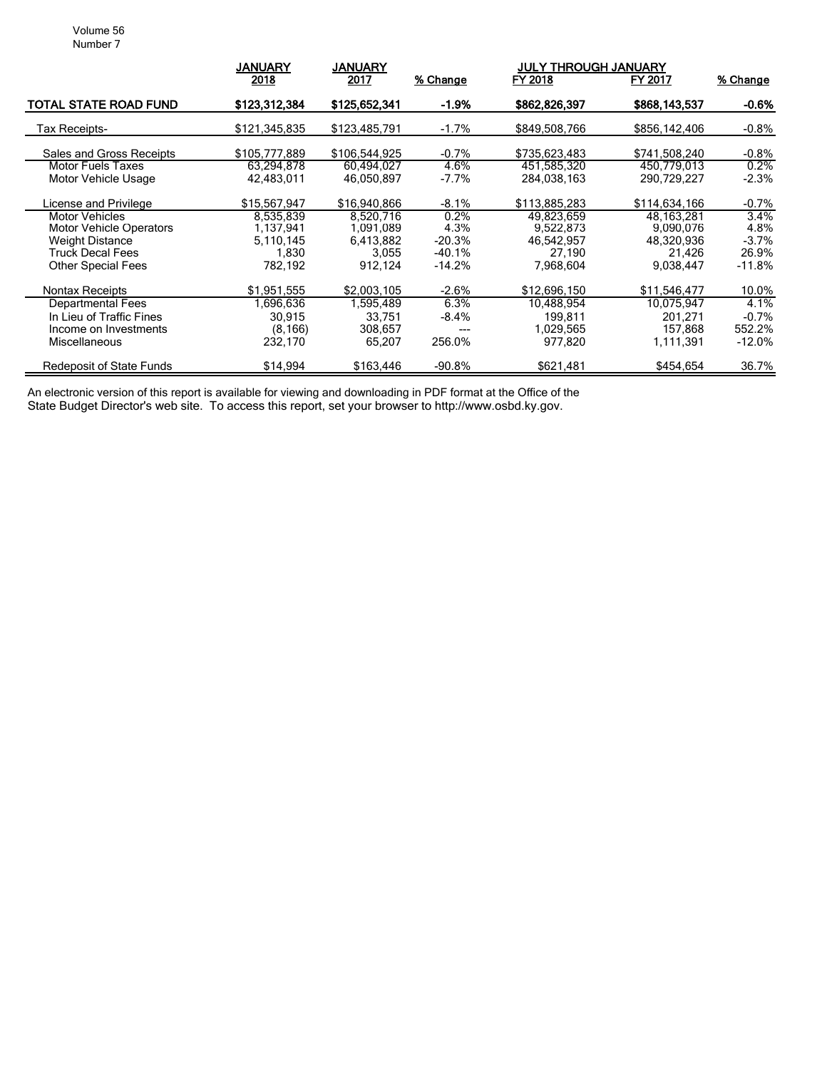| | JANUARY 2018 | JANUARY 2017 | % Change | JULY THROUGH JANUARY FY 2018 | FY 2017 | % Change |
|---|---|---|---|---|---|---|
| **TOTAL STATE ROAD FUND** | **$123,312,384** | **$125,652,341** | **-1.9%** | **$862,826,397** | **$868,143,537** | **-0.6%** |
| Tax Receipts- | $121,345,835 | $123,485,791 | -1.7% | $849,508,766 | $856,142,406 | -0.8% |
| Sales and Gross Receipts | $105,777,889 | $106,544,925 | -0.7% | $735,623,483 | $741,508,240 | -0.8% |
| Motor Fuels Taxes | 63,294,878 | 60,494,027 | 4.6% | 451,585,320 | 450,779,013 | 0.2% |
| Motor Vehicle Usage | 42,483,011 | 46,050,897 | -7.7% | 284,038,163 | 290,729,227 | -2.3% |
| License and Privilege | $15,567,947 | $16,940,866 | -8.1% | $113,885,283 | $114,634,166 | -0.7% |
| Motor Vehicles | 8,535,839 | 8,520,716 | 0.2% | 49,823,659 | 48,163,281 | 3.4% |
| Motor Vehicle Operators | 1,137,941 | 1,091,089 | 4.3% | 9,522,873 | 9,090,076 | 4.8% |
| Weight Distance | 5,110,145 | 6,413,882 | -20.3% | 46,542,957 | 48,320,936 | -3.7% |
| Truck Decal Fees | 1,830 | 3,055 | -40.1% | 27,190 | 21,426 | 26.9% |
| Other Special Fees | 782,192 | 912,124 | -14.2% | 7,968,604 | 9,038,447 | -11.8% |
| Nontax Receipts | $1,951,555 | $2,003,105 | -2.6% | $12,696,150 | $11,546,477 | 10.0% |
| Departmental Fees | 1,696,636 | 1,595,489 | 6.3% | 10,488,954 | 10,075,947 | 4.1% |
| In Lieu of Traffic Fines | 30,915 | 33,751 | -8.4% | 199,811 | 201,271 | -0.7% |
| Income on Investments | (8,166) | 308,657 | --- | 1,029,565 | 157,868 | 552.2% |
| Miscellaneous | 232,170 | 65,207 | 256.0% | 977,820 | 1,111,391 | -12.0% |
| Redeposit of State Funds | $14,994 | $163,446 | -90.8% | $621,481 | $454,654 | 36.7% |

An electronic version of this report is available for viewing and downloading in PDF format at the Office of the State Budget Director's web site. To access this report, set your browser to http://www.osbd.ky.gov.